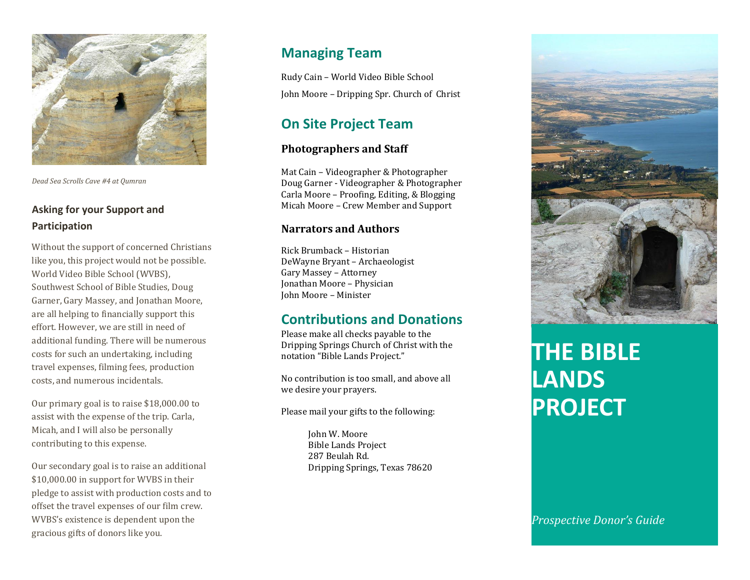*Dead Sea Scrolls Cave #4 at Qumran*

### Asking for your Support and Participation

Without the support of concerned Christians like you, this project would not be possible. World Video Bible School (WVBS), Southwest School of Bible Studies, Doug Garner, Gary Massey, and Jonathan Moore, are all helping to financially support this effort. However, we are still in need of additional funding. There will be numerous costs for such an undertaking, including travel expenses, filming fees, production costs, and numerous incidentals.

Our primary goal is to raise $18,000.00 to assist with the expense of the trip. Carla, Micah, and I will also be personally contributing to this expense.

Our secondary goal is to raise an additional $10,000.00 in support for WVBS in their pledge to assist with production costs and to offset the travel expenses of our film crew. WVBS's existence is dependent upon the gracious gifts of donors like you.

## Managing Team

Rudy Cain – World Video Bible School

John Moore – Dripping Spr. Church of Christ

## On Site Project Team

### Photographers and Staff

Mat Cain – Videographer & Photographer
Doug Garner - Videographer & Photographer
Carla Moore – Proofing, Editing, & Blogging
Micah Moore – Crew Member and Support

### Narrators and Authors

Rick Brumback – Historian
DeWayne Bryant – Archaeologist
Gary Massey – Attorney
Jonathan Moore – Physician
John Moore – Minister

## Contributions and Donations

Please make all checks payable to the Dripping Springs Church of Christ with the notation "Bible Lands Project."

No contribution is too small, and above all we desire your prayers.

Please mail your gifts to the following:

John W. Moore
Bible Lands Project
287 Beulah Rd.
Dripping Springs, Texas 78620

# THE BIBLE LANDS PROJECT

*Prospective Donor's Guide*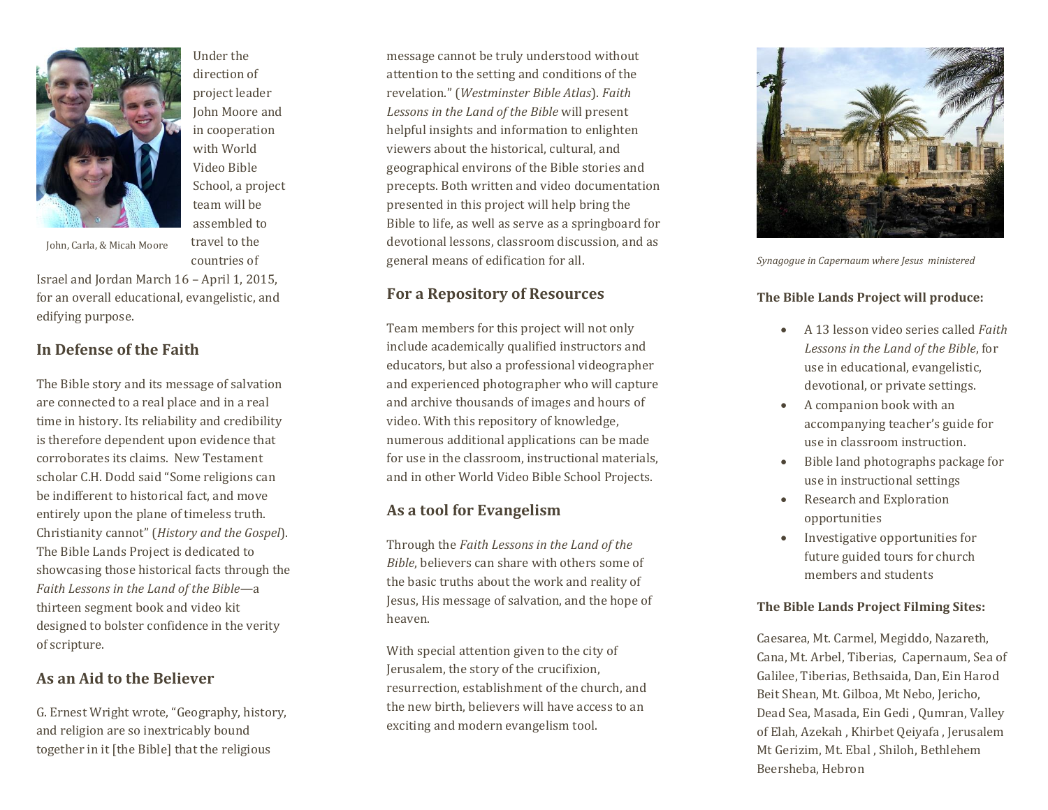Under the direction of project leader John Moore and in cooperation with World Video Bible School, a project team will be assembled to travel to the countries of Israel and Jordan March 16 – April 1, 2015, for an overall educational, evangelistic, and edifying purpose.

John, Carla, & Micah Moore

## In Defense of the Faith

The Bible story and its message of salvation are connected to a real place and in a real time in history. Its reliability and credibility is therefore dependent upon evidence that corroborates its claims. New Testament scholar C.H. Dodd said "Some religions can be indifferent to historical fact, and move entirely upon the plane of timeless truth. Christianity cannot" (*History and the Gospel*). The Bible Lands Project is dedicated to showcasing those historical facts through the *Faith Lessons in the Land of the Bible*—a thirteen segment book and video kit designed to bolster confidence in the verity of scripture.

## As an Aid to the Believer

G. Ernest Wright wrote, "Geography, history, and religion are so inextricably bound together in it [the Bible] that the religious message cannot be truly understood without attention to the setting and conditions of the revelation." (*Westminster Bible Atlas*). *Faith Lessons in the Land of the Bible* will present helpful insights and information to enlighten viewers about the historical, cultural, and geographical environs of the Bible stories and precepts. Both written and video documentation presented in this project will help bring the Bible to life, as well as serve as a springboard for devotional lessons, classroom discussion, and as general means of edification for all.

## For a Repository of Resources

Team members for this project will not only include academically qualified instructors and educators, but also a professional videographer and experienced photographer who will capture and archive thousands of images and hours of video. With this repository of knowledge, numerous additional applications can be made for use in the classroom, instructional materials, and in other World Video Bible School Projects.

## As a tool for Evangelism

Through the *Faith Lessons in the Land of the Bible*, believers can share with others some of the basic truths about the work and reality of Jesus, His message of salvation, and the hope of heaven.

With special attention given to the city of Jerusalem, the story of the crucifixion, resurrection, establishment of the church, and the new birth, believers will have access to an exciting and modern evangelism tool.

*Synagogue in Capernaum where Jesus ministered*

**The Bible Lands Project will produce:**

- A 13 lesson video series called *Faith Lessons in the Land of the Bible*, for use in educational, evangelistic, devotional, or private settings.
- A companion book with an accompanying teacher's guide for use in classroom instruction.
- Bible land photographs package for use in instructional settings
- Research and Exploration opportunities
- Investigative opportunities for future guided tours for church members and students

**The Bible Lands Project Filming Sites:**

Caesarea, Mt. Carmel, Megiddo, Nazareth, Cana, Mt. Arbel, Tiberias, Capernaum, Sea of Galilee, Tiberias, Bethsaida, Dan, Ein Harod Beit Shean, Mt. Gilboa, Mt Nebo, Jericho, Dead Sea, Masada, Ein Gedi , Qumran, Valley of Elah, Azekah , Khirbet Qeiyafa , Jerusalem Mt Gerizim, Mt. Ebal , Shiloh, Bethlehem Beersheba, Hebron